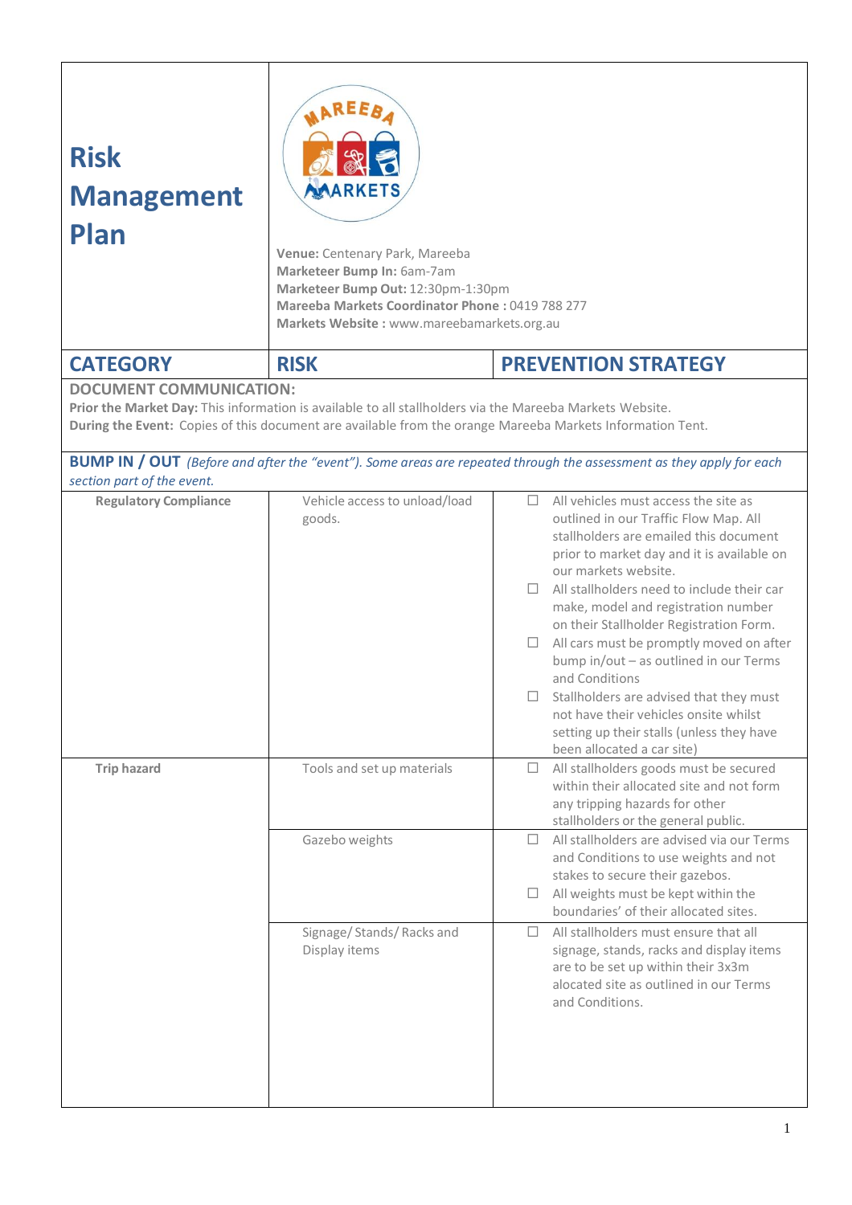# Risk Management Plan

**Venue:** Centenary Park, Mareeba
**Marketeer Bump In:** 6am-7am
**Marketeer Bump Out:** 12:30pm-1:30pm
**Mareeba Markets Coordinator Phone :** 0419 788 277
**Markets Website :** www.mareebamarkets.org.au

| CATEGORY | RISK | PREVENTION STRATEGY |
|---|---|---|

**DOCUMENT COMMUNICATION:**
**Prior the Market Day:** This information is available to all stallholders via the Mareeba Markets Website.
**During the Event:** Copies of this document are available from the orange Mareeba Markets Information Tent.

**BUMP IN / OUT** *(Before and after the "event"). Some areas are repeated through the assessment as they apply for each section part of the event.*

| CATEGORY | RISK | PREVENTION STRATEGY |
|---|---|---|
| **Regulatory Compliance** | Vehicle access to unload/load goods. | ☐ All vehicles must access the site as outlined in our Traffic Flow Map. All stallholders are emailed this document prior to market day and it is available on our markets website.<br>☐ All stallholders need to include their car make, model and registration number on their Stallholder Registration Form.<br>☐ All cars must be promptly moved on after bump in/out – as outlined in our Terms and Conditions<br>☐ Stallholders are advised that they must not have their vehicles onsite whilst setting up their stalls (unless they have been allocated a car site) |
| **Trip hazard** | Tools and set up materials | ☐ All stallholders goods must be secured within their allocated site and not form any tripping hazards for other stallholders or the general public. |
| | Gazebo weights | ☐ All stallholders are advised via our Terms and Conditions to use weights and not stakes to secure their gazebos.<br>☐ All weights must be kept within the boundaries' of their allocated sites. |
| | Signage/ Stands/ Racks and Display items | ☐ All stallholders must ensure that all signage, stands, racks and display items are to be set up within their 3x3m alocated site as outlined in our Terms and Conditions. |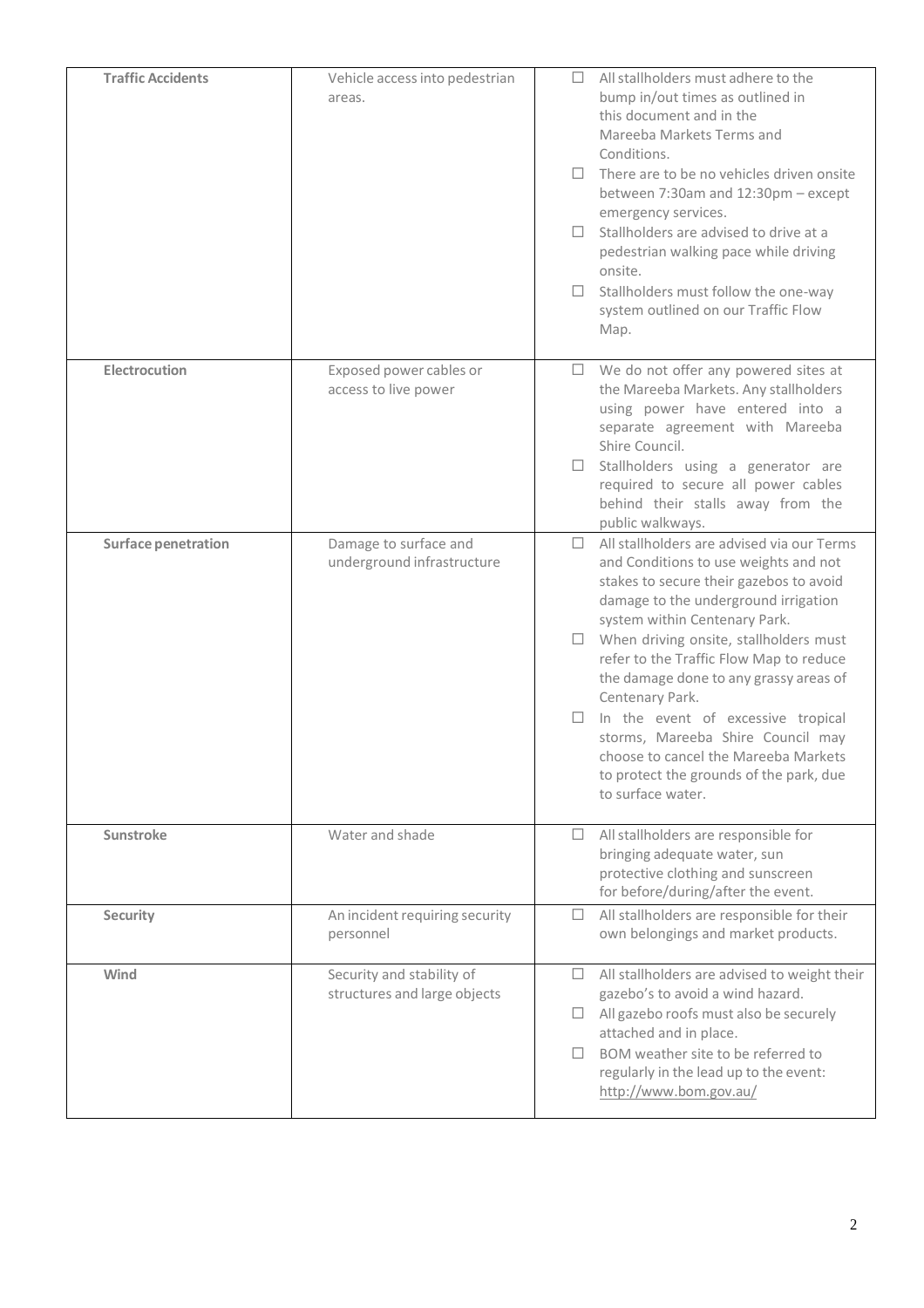| | | |
|---|---|---|
| **Traffic Accidents** | Vehicle access into pedestrian areas. | ☐ All stallholders must adhere to the bump in/out times as outlined in this document and in the Mareeba Markets Terms and Conditions.<br>☐ There are to be no vehicles driven onsite between 7:30am and 12:30pm – except emergency services.<br>☐ Stallholders are advised to drive at a pedestrian walking pace while driving onsite.<br>☐ Stallholders must follow the one-way system outlined on our Traffic Flow Map. |
| **Electrocution** | Exposed power cables or access to live power | ☐ We do not offer any powered sites at the Mareeba Markets. Any stallholders using power have entered into a separate agreement with Mareeba Shire Council.<br>☐ Stallholders using a generator are required to secure all power cables behind their stalls away from the public walkways. |
| **Surface penetration** | Damage to surface and underground infrastructure | ☐ All stallholders are advised via our Terms and Conditions to use weights and not stakes to secure their gazebos to avoid damage to the underground irrigation system within Centenary Park.<br>☐ When driving onsite, stallholders must refer to the Traffic Flow Map to reduce the damage done to any grassy areas of Centenary Park.<br>☐ In the event of excessive tropical storms, Mareeba Shire Council may choose to cancel the Mareeba Markets to protect the grounds of the park, due to surface water. |
| **Sunstroke** | Water and shade | ☐ All stallholders are responsible for bringing adequate water, sun protective clothing and sunscreen for before/during/after the event. |
| **Security** | An incident requiring security personnel | ☐ All stallholders are responsible for their own belongings and market products. |
| **Wind** | Security and stability of structures and large objects | ☐ All stallholders are advised to weight their gazebo's to avoid a wind hazard.<br>☐ All gazebo roofs must also be securely attached and in place.<br>☐ BOM weather site to be referred to regularly in the lead up to the event: http://www.bom.gov.au/ |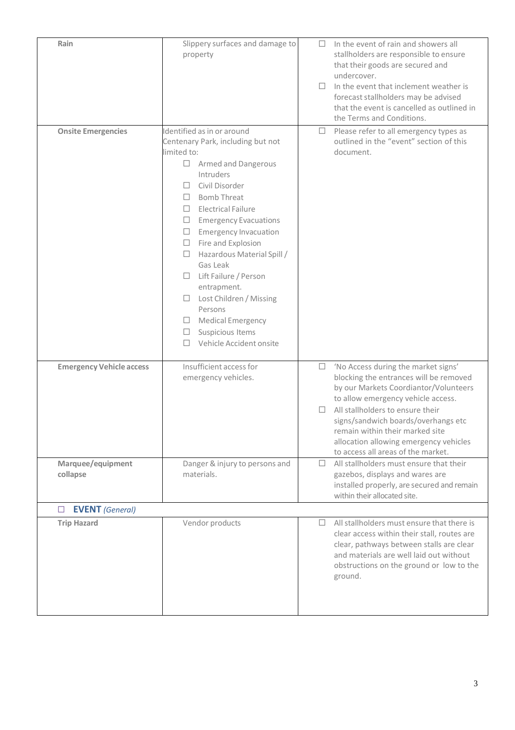| | | |
|---|---|---|
| **Rain** | Slippery surfaces and damage to property | ☐ In the event of rain and showers all stallholders are responsible to ensure that their goods are secured and undercover.<br>☐ In the event that inclement weather is forecast stallholders may be advised that the event is cancelled as outlined in the Terms and Conditions. |
| **Onsite Emergencies** | Identified as in or around Centenary Park, including but not limited to:<br>☐ Armed and Dangerous Intruders<br>☐ Civil Disorder<br>☐ Bomb Threat<br>☐ Electrical Failure<br>☐ Emergency Evacuations<br>☐ Emergency Invacuation<br>☐ Fire and Explosion<br>☐ Hazardous Material Spill / Gas Leak<br>☐ Lift Failure / Person entrapment.<br>☐ Lost Children / Missing Persons<br>☐ Medical Emergency<br>☐ Suspicious Items<br>☐ Vehicle Accident onsite | ☐ Please refer to all emergency types as outlined in the "event" section of this document. |
| **Emergency Vehicle access** | Insufficient access for emergency vehicles. | ☐ 'No Access during the market signs' blocking the entrances will be removed by our Markets Coordiantor/Volunteers to allow emergency vehicle access.<br>☐ All stallholders to ensure their signs/sandwich boards/overhangs etc remain within their marked site allocation allowing emergency vehicles to access all areas of the market. |
| **Marquee/equipment collapse** | Danger & injury to persons and materials. | ☐ All stallholders must ensure that their gazebos, displays and wares are installed properly, are secured and remain within their allocated site. |
| ☐ **EVENT** *(General)* | | |
| **Trip Hazard** | Vendor products | ☐ All stallholders must ensure that there is clear access within their stall, routes are clear, pathways between stalls are clear and materials are well laid out without obstructions on the ground or low to the ground. |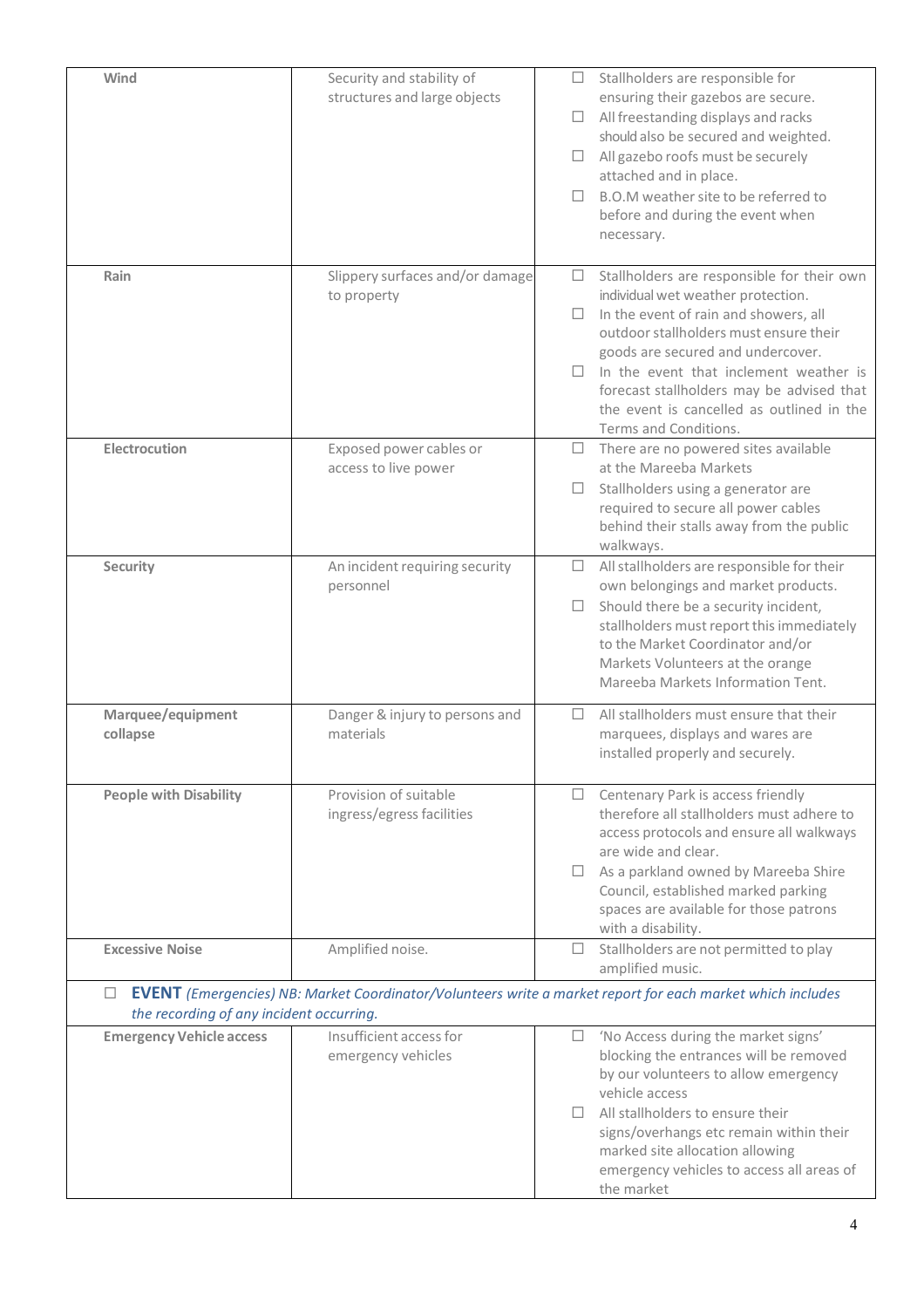| | | |
|---|---|---|
| **Wind** | Security and stability of structures and large objects | ☐ Stallholders are responsible for ensuring their gazebos are secure.<br>☐ All freestanding displays and racks should also be secured and weighted.<br>☐ All gazebo roofs must be securely attached and in place.<br>☐ B.O.M weather site to be referred to before and during the event when necessary. |
| **Rain** | Slippery surfaces and/or damage to property | ☐ Stallholders are responsible for their own individual wet weather protection.<br>☐ In the event of rain and showers, all outdoor stallholders must ensure their goods are secured and undercover.<br>☐ In the event that inclement weather is forecast stallholders may be advised that the event is cancelled as outlined in the Terms and Conditions. |
| **Electrocution** | Exposed power cables or access to live power | ☐ There are no powered sites available at the Mareeba Markets<br>☐ Stallholders using a generator are required to secure all power cables behind their stalls away from the public walkways. |
| **Security** | An incident requiring security personnel | ☐ All stallholders are responsible for their own belongings and market products.<br>☐ Should there be a security incident, stallholders must report this immediately to the Market Coordinator and/or Markets Volunteers at the orange Mareeba Markets Information Tent. |
| **Marquee/equipment collapse** | Danger & injury to persons and materials | ☐ All stallholders must ensure that their marquees, displays and wares are installed properly and securely. |
| **People with Disability** | Provision of suitable ingress/egress facilities | ☐ Centenary Park is access friendly therefore all stallholders must adhere to access protocols and ensure all walkways are wide and clear.<br>☐ As a parkland owned by Mareeba Shire Council, established marked parking spaces are available for those patrons with a disability. |
| **Excessive Noise** | Amplified noise. | ☐ Stallholders are not permitted to play amplified music. |
| ☐ **EVENT** *(Emergencies) NB: Market Coordinator/Volunteers write a market report for each market which includes the recording of any incident occurring.* | | |
| **Emergency Vehicle access** | Insufficient access for emergency vehicles | ☐ 'No Access during the market signs' blocking the entrances will be removed by our volunteers to allow emergency vehicle access<br>☐ All stallholders to ensure their signs/overhangs etc remain within their marked site allocation allowing emergency vehicles to access all areas of the market |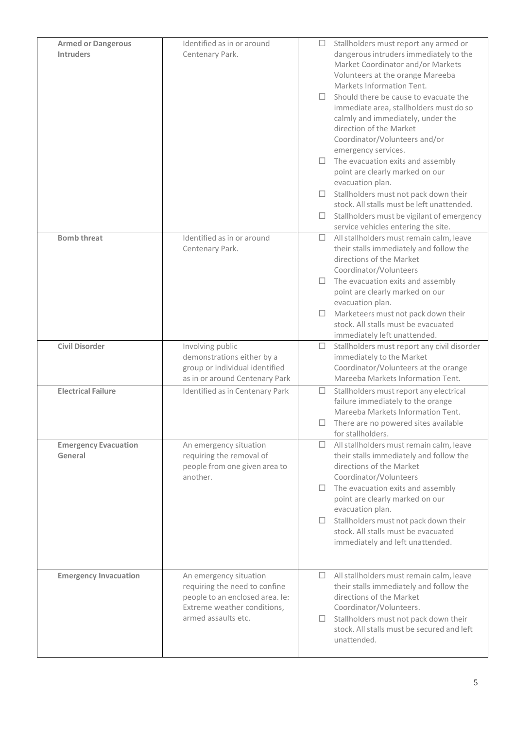| | | |
|---|---|---|
| **Armed or Dangerous Intruders** | Identified as in or around Centenary Park. | ☐ Stallholders must report any armed or dangerous intruders immediately to the Market Coordinator and/or Markets Volunteers at the orange Mareeba Markets Information Tent.<br>☐ Should there be cause to evacuate the immediate area, stallholders must do so calmly and immediately, under the direction of the Market Coordinator/Volunteers and/or emergency services.<br>☐ The evacuation exits and assembly point are clearly marked on our evacuation plan.<br>☐ Stallholders must not pack down their stock. All stalls must be left unattended.<br>☐ Stallholders must be vigilant of emergency service vehicles entering the site. |
| **Bomb threat** | Identified as in or around Centenary Park. | ☐ All stallholders must remain calm, leave their stalls immediately and follow the directions of the Market Coordinator/Volunteers<br>☐ The evacuation exits and assembly point are clearly marked on our evacuation plan.<br>☐ Marketeers must not pack down their stock. All stalls must be evacuated immediately left unattended. |
| **Civil Disorder** | Involving public demonstrations either by a group or individual identified as in or around Centenary Park | ☐ Stallholders must report any civil disorder immediately to the Market Coordinator/Volunteers at the orange Mareeba Markets Information Tent. |
| **Electrical Failure** | Identified as in Centenary Park | ☐ Stallholders must report any electrical failure immediately to the orange Mareeba Markets Information Tent.<br>☐ There are no powered sites available for stallholders. |
| **Emergency Evacuation General** | An emergency situation requiring the removal of people from one given area to another. | ☐ All stallholders must remain calm, leave their stalls immediately and follow the directions of the Market Coordinator/Volunteers<br>☐ The evacuation exits and assembly point are clearly marked on our evacuation plan.<br>☐ Stallholders must not pack down their stock. All stalls must be evacuated immediately and left unattended. |
| **Emergency Invacuation** | An emergency situation requiring the need to confine people to an enclosed area. Ie: Extreme weather conditions, armed assaults etc. | ☐ All stallholders must remain calm, leave their stalls immediately and follow the directions of the Market Coordinator/Volunteers.<br>☐ Stallholders must not pack down their stock. All stalls must be secured and left unattended. |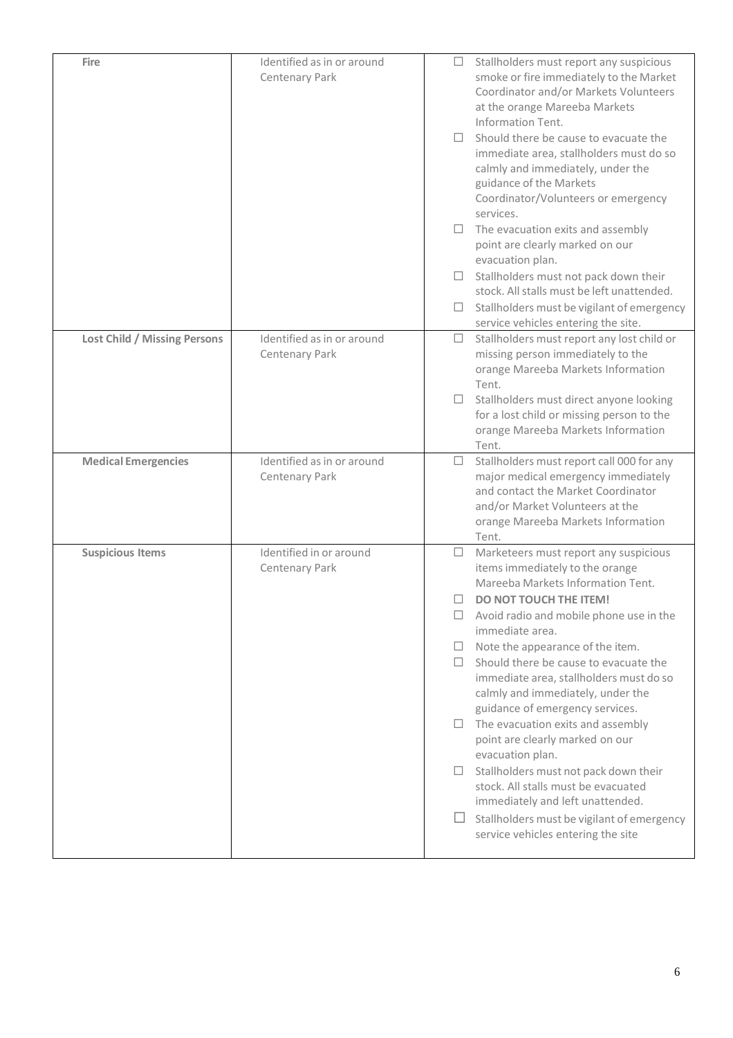| | | |
|---|---|---|
| **Fire** | Identified as in or around Centenary Park | ☐ Stallholders must report any suspicious smoke or fire immediately to the Market Coordinator and/or Markets Volunteers at the orange Mareeba Markets Information Tent.<br>☐ Should there be cause to evacuate the immediate area, stallholders must do so calmly and immediately, under the guidance of the Markets Coordinator/Volunteers or emergency services.<br>☐ The evacuation exits and assembly point are clearly marked on our evacuation plan.<br>☐ Stallholders must not pack down their stock. All stalls must be left unattended.<br>☐ Stallholders must be vigilant of emergency service vehicles entering the site. |
| **Lost Child / Missing Persons** | Identified as in or around Centenary Park | ☐ Stallholders must report any lost child or missing person immediately to the orange Mareeba Markets Information Tent.<br>☐ Stallholders must direct anyone looking for a lost child or missing person to the orange Mareeba Markets Information Tent. |
| **Medical Emergencies** | Identified as in or around Centenary Park | ☐ Stallholders must report call 000 for any major medical emergency immediately and contact the Market Coordinator and/or Market Volunteers at the orange Mareeba Markets Information Tent. |
| **Suspicious Items** | Identified in or around Centenary Park | ☐ Marketeers must report any suspicious items immediately to the orange Mareeba Markets Information Tent.<br>☐ **DO NOT TOUCH THE ITEM!**<br>☐ Avoid radio and mobile phone use in the immediate area.<br>☐ Note the appearance of the item.<br>☐ Should there be cause to evacuate the immediate area, stallholders must do so calmly and immediately, under the guidance of emergency services.<br>☐ The evacuation exits and assembly point are clearly marked on our evacuation plan.<br>☐ Stallholders must not pack down their stock. All stalls must be evacuated immediately and left unattended.<br>☐ Stallholders must be vigilant of emergency service vehicles entering the site |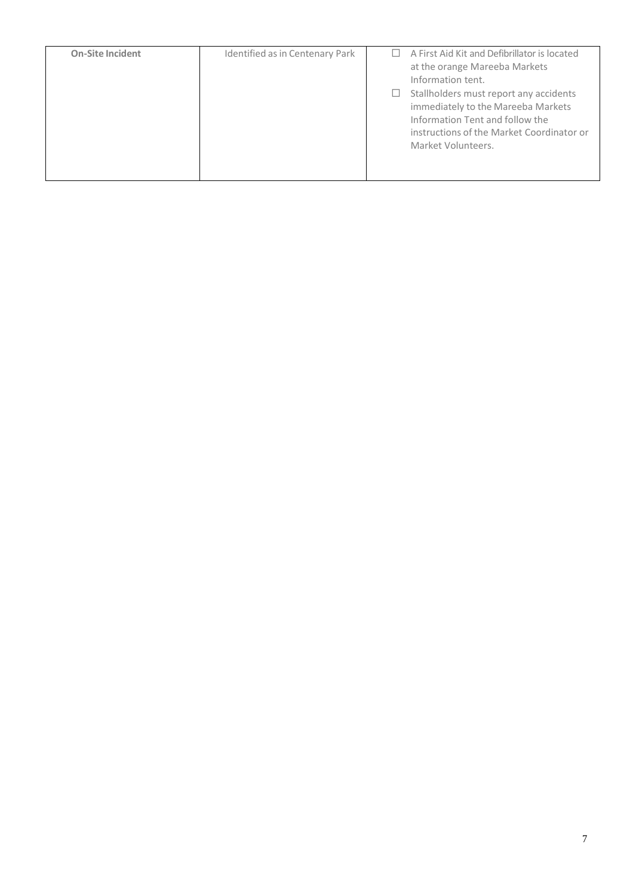| | | |
|---|---|---|
| **On-Site Incident** | Identified as in Centenary Park | ☐ A First Aid Kit and Defibrillator is located at the orange Mareeba Markets Information tent.<br>☐ Stallholders must report any accidents immediately to the Mareeba Markets Information Tent and follow the instructions of the Market Coordinator or Market Volunteers. |